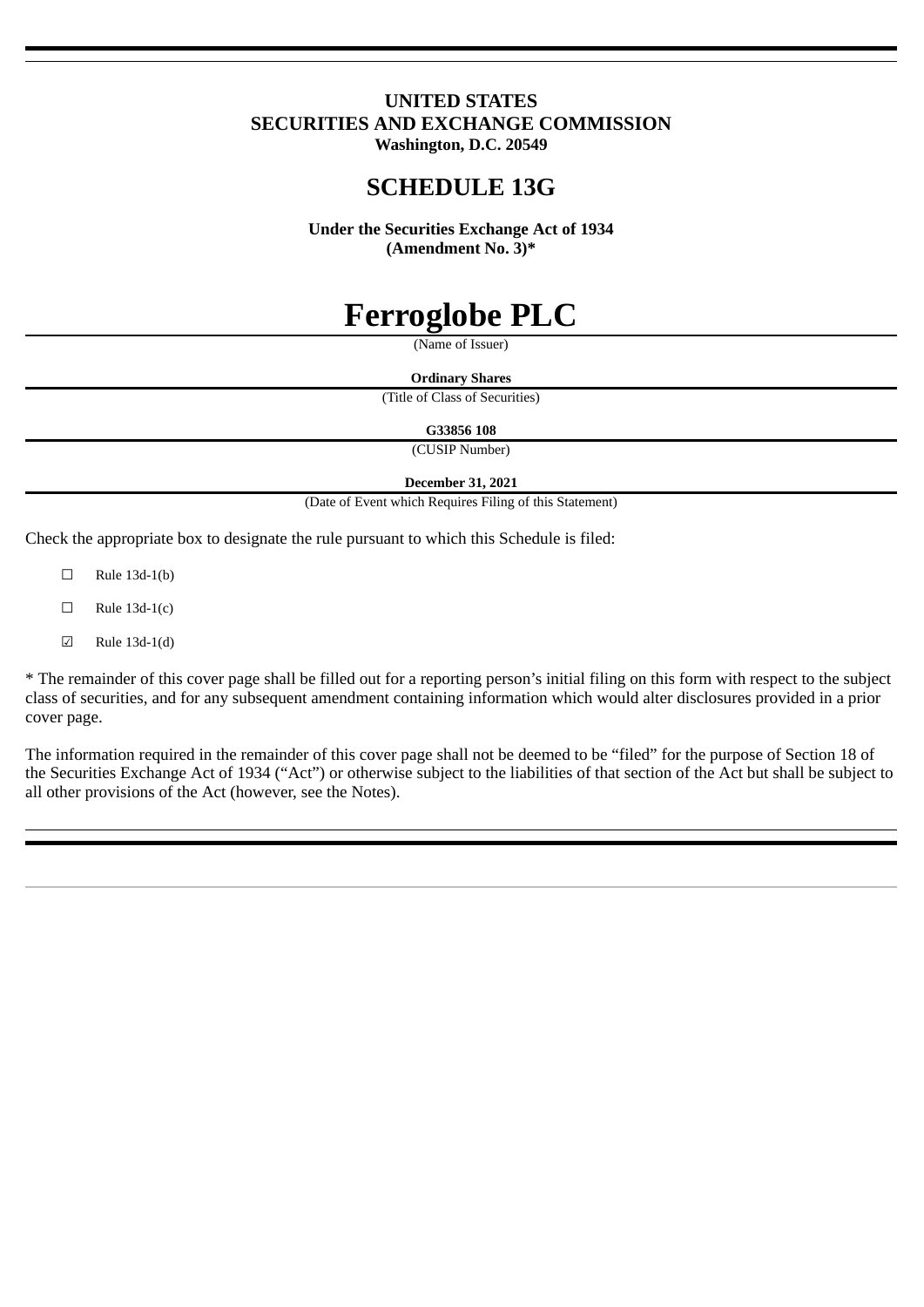**UNITED STATES**
**SECURITIES AND EXCHANGE COMMISSION**
**Washington, D.C. 20549**

# SCHEDULE 13G

**Under the Securities Exchange Act of 1934**
**(Amendment No. 3)***

# Ferroglobe PLC

(Name of Issuer)

**Ordinary Shares**

(Title of Class of Securities)

**G33856 108**

(CUSIP Number)

**December 31, 2021**

(Date of Event which Requires Filing of this Statement)

Check the appropriate box to designate the rule pursuant to which this Schedule is filed:

☐ Rule 13d-1(b)

☐ Rule 13d-1(c)

☑ Rule 13d-1(d)

* The remainder of this cover page shall be filled out for a reporting person's initial filing on this form with respect to the subject class of securities, and for any subsequent amendment containing information which would alter disclosures provided in a prior cover page.

The information required in the remainder of this cover page shall not be deemed to be "filed" for the purpose of Section 18 of the Securities Exchange Act of 1934 ("Act") or otherwise subject to the liabilities of that section of the Act but shall be subject to all other provisions of the Act (however, see the Notes).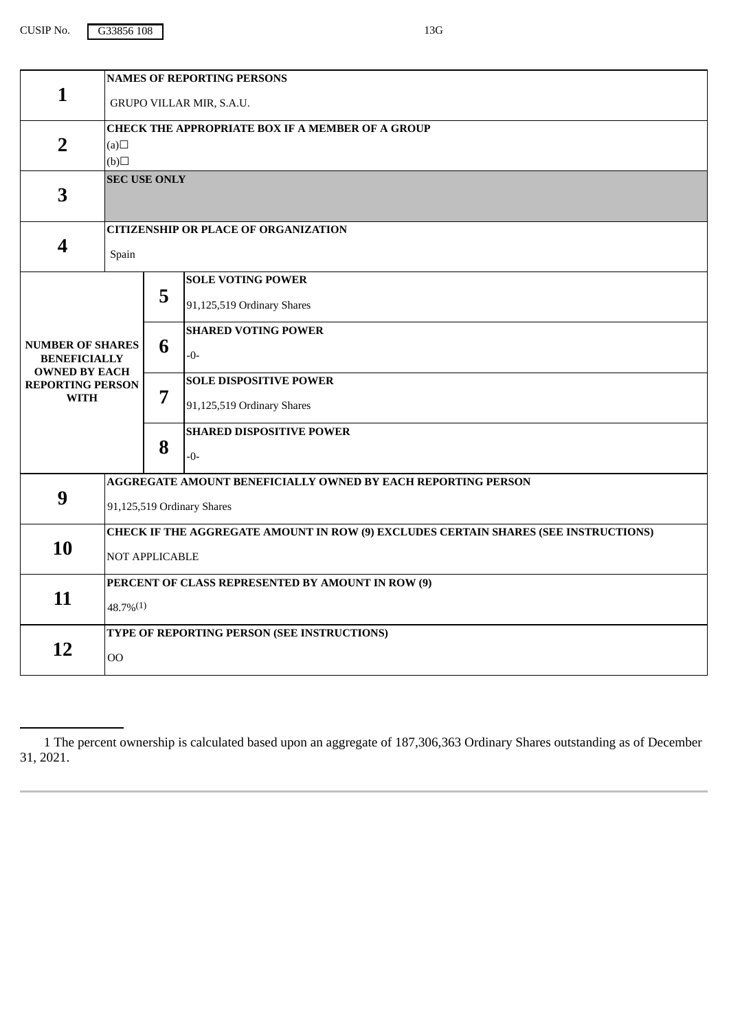CUSIP No. G33856 108 13G

| | | | |
|---|---|---|---|
| **1** | **NAMES OF REPORTING PERSONS**<br>GRUPO VILLAR MIR, S.A.U. | | |
| **2** | **CHECK THE APPROPRIATE BOX IF A MEMBER OF A GROUP**<br>(a)☐<br>(b)☐ | | |
| **3** | **SEC USE ONLY** | | |
| **4** | **CITIZENSHIP OR PLACE OF ORGANIZATION**<br>Spain | | |
| **NUMBER OF SHARES BENEFICIALLY OWNED BY EACH REPORTING PERSON WITH** | | **5** | **SOLE VOTING POWER**<br>91,125,519 Ordinary Shares |
| | | **6** | **SHARED VOTING POWER**<br>-0- |
| | | **7** | **SOLE DISPOSITIVE POWER**<br>91,125,519 Ordinary Shares |
| | | **8** | **SHARED DISPOSITIVE POWER**<br>-0- |
| **9** | **AGGREGATE AMOUNT BENEFICIALLY OWNED BY EACH REPORTING PERSON**<br>91,125,519 Ordinary Shares | | |
| **10** | **CHECK IF THE AGGREGATE AMOUNT IN ROW (9) EXCLUDES CERTAIN SHARES (SEE INSTRUCTIONS)**<br>NOT APPLICABLE | | |
| **11** | **PERCENT OF CLASS REPRESENTED BY AMOUNT IN ROW (9)**<br>48.7%(1) | | |
| **12** | **TYPE OF REPORTING PERSON (SEE INSTRUCTIONS)**<br>OO | | |

---

1 The percent ownership is calculated based upon an aggregate of 187,306,363 Ordinary Shares outstanding as of December 31, 2021.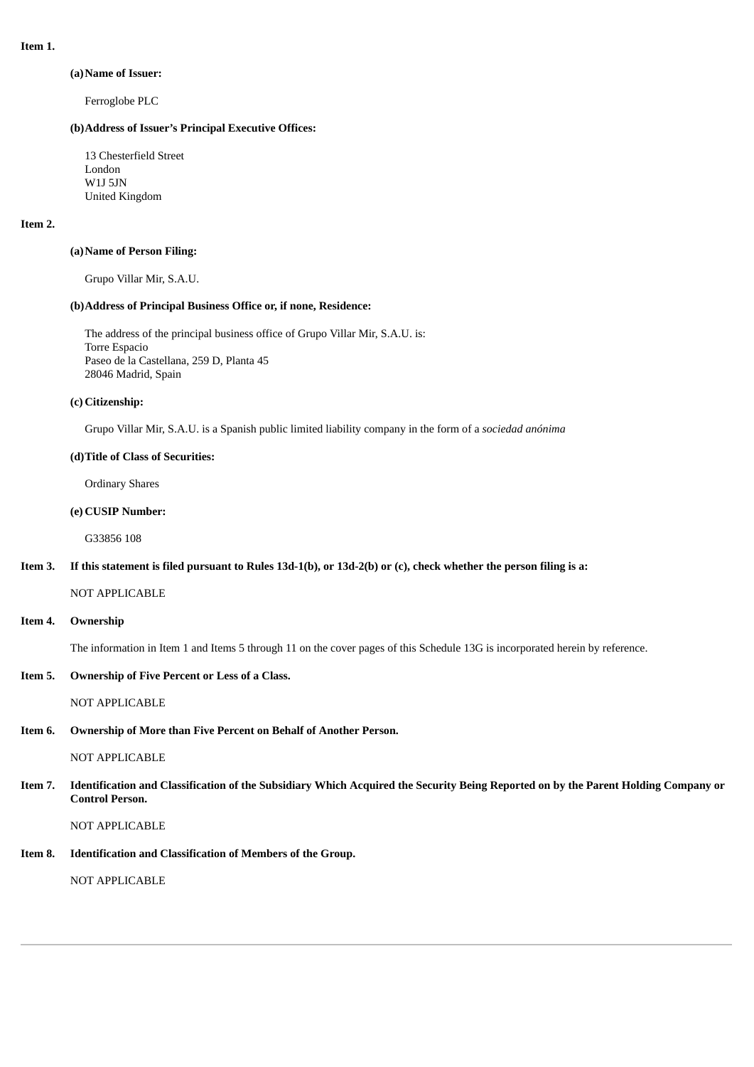**Item 1.**

**(a) Name of Issuer:**

Ferroglobe PLC

**(b) Address of Issuer's Principal Executive Offices:**

13 Chesterfield Street
London
W1J 5JN
United Kingdom

**Item 2.**

**(a) Name of Person Filing:**

Grupo Villar Mir, S.A.U.

**(b) Address of Principal Business Office or, if none, Residence:**

The address of the principal business office of Grupo Villar Mir, S.A.U. is:
Torre Espacio
Paseo de la Castellana, 259 D, Planta 45
28046 Madrid, Spain

**(c) Citizenship:**

Grupo Villar Mir, S.A.U. is a Spanish public limited liability company in the form of a *sociedad anónima*

**(d) Title of Class of Securities:**

Ordinary Shares

**(e) CUSIP Number:**

G33856 108

**Item 3. If this statement is filed pursuant to Rules 13d-1(b), or 13d-2(b) or (c), check whether the person filing is a:**

NOT APPLICABLE

**Item 4. Ownership**

The information in Item 1 and Items 5 through 11 on the cover pages of this Schedule 13G is incorporated herein by reference.

**Item 5. Ownership of Five Percent or Less of a Class.**

NOT APPLICABLE

**Item 6. Ownership of More than Five Percent on Behalf of Another Person.**

NOT APPLICABLE

**Item 7. Identification and Classification of the Subsidiary Which Acquired the Security Being Reported on by the Parent Holding Company or Control Person.**

NOT APPLICABLE

**Item 8. Identification and Classification of Members of the Group.**

NOT APPLICABLE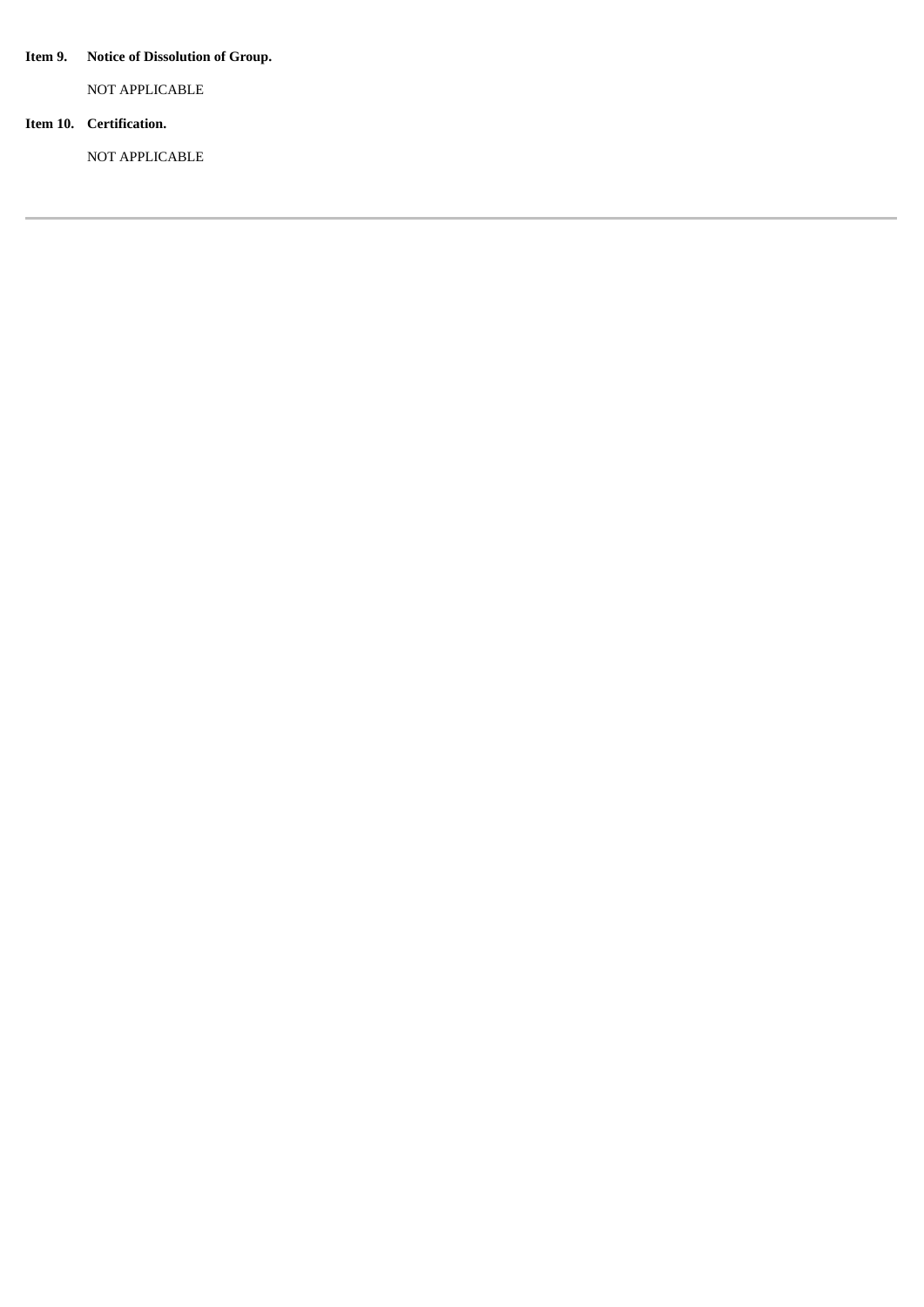**Item 9. Notice of Dissolution of Group.**

NOT APPLICABLE

**Item 10. Certification.**

NOT APPLICABLE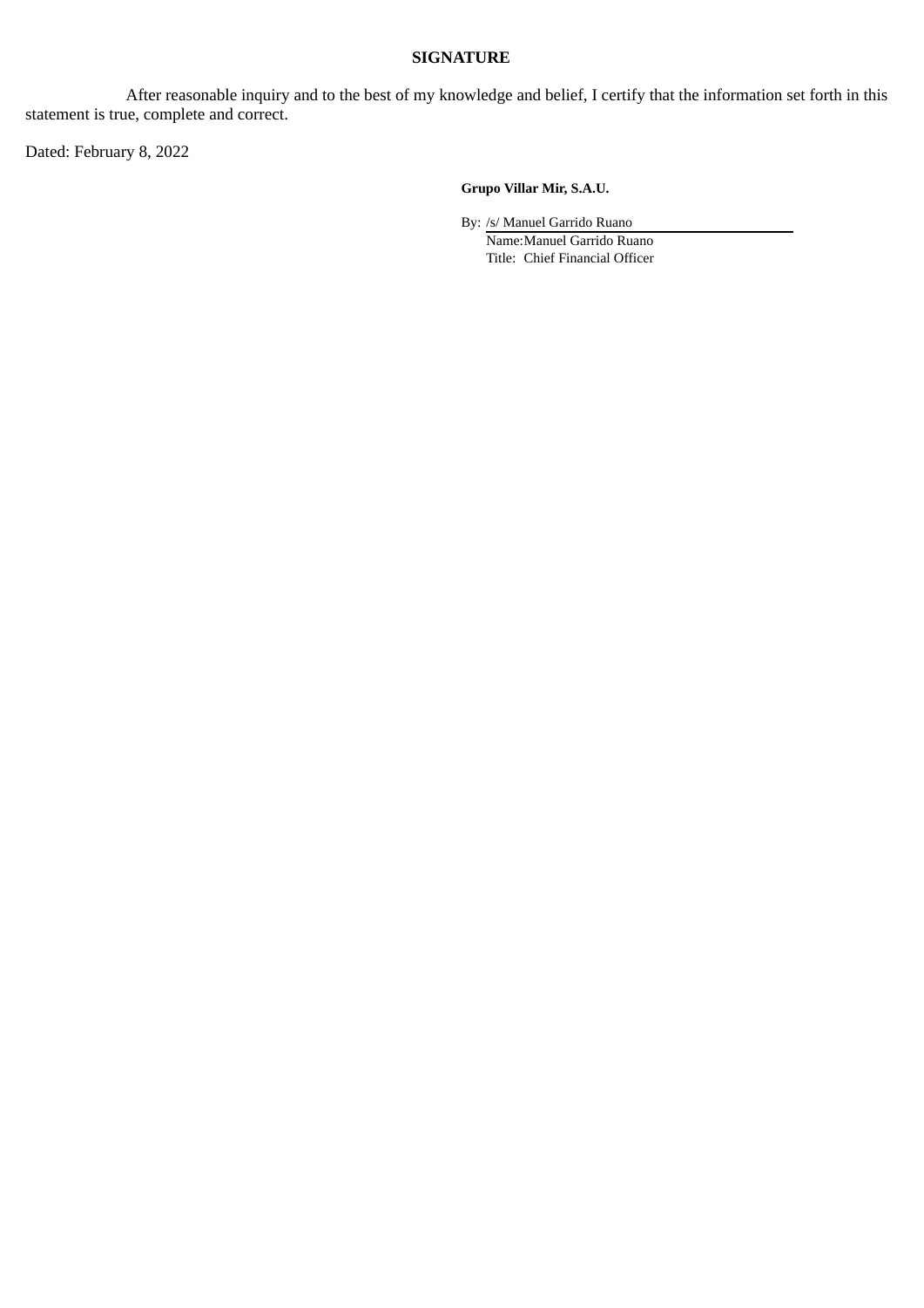**SIGNATURE**

After reasonable inquiry and to the best of my knowledge and belief, I certify that the information set forth in this statement is true, complete and correct.

Dated: February 8, 2022

**Grupo Villar Mir, S.A.U.**

By: /s/ Manuel Garrido Ruano

Name: Manuel Garrido Ruano

Title: Chief Financial Officer